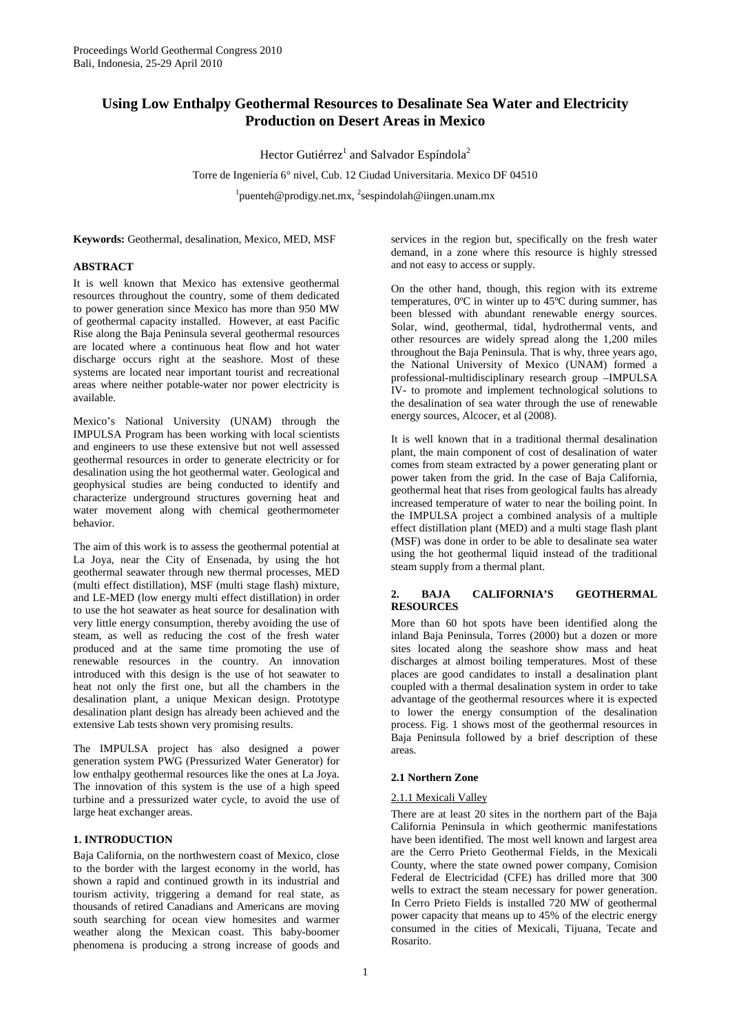# Using Low Enthalpy Geothermal Resources to Desalinate Sea Water and Electricity Production on Desert Areas in Mexico

Hector Gutiérrez[1] and Salvador Espíndola[2]

Torre de Ingeniería 6° nivel, Cub. 12 Ciudad Universitaria. Mexico DF 04510

[1]puenteh@prodigy.net.mx, [2]sespindolah@iingen.unam.mx

**Keywords:** Geothermal, desalination, Mexico, MED, MSF

## ABSTRACT

It is well known that Mexico has extensive geothermal resources throughout the country, some of them dedicated to power generation since Mexico has more than 950 MW of geothermal capacity installed. However, at east Pacific Rise along the Baja Peninsula several geothermal resources are located where a continuous heat flow and hot water discharge occurs right at the seashore. Most of these systems are located near important tourist and recreational areas where neither potable-water nor power electricity is available.

Mexico's National University (UNAM) through the IMPULSA Program has been working with local scientists and engineers to use these extensive but not well assessed geothermal resources in order to generate electricity or for desalination using the hot geothermal water. Geological and geophysical studies are being conducted to identify and characterize underground structures governing heat and water movement along with chemical geothermometer behavior.

The aim of this work is to assess the geothermal potential at La Joya, near the City of Ensenada, by using the hot geothermal seawater through new thermal processes, MED (multi effect distillation), MSF (multi stage flash) mixture, and LE-MED (low energy multi effect distillation) in order to use the hot seawater as heat source for desalination with very little energy consumption, thereby avoiding the use of steam, as well as reducing the cost of the fresh water produced and at the same time promoting the use of renewable resources in the country. An innovation introduced with this design is the use of hot seawater to heat not only the first one, but all the chambers in the desalination plant, a unique Mexican design. Prototype desalination plant design has already been achieved and the extensive Lab tests shown very promising results.

The IMPULSA project has also designed a power generation system PWG (Pressurized Water Generator) for low enthalpy geothermal resources like the ones at La Joya. The innovation of this system is the use of a high speed turbine and a pressurized water cycle, to avoid the use of large heat exchanger areas.

## 1. INTRODUCTION

Baja California, on the northwestern coast of Mexico, close to the border with the largest economy in the world, has shown a rapid and continued growth in its industrial and tourism activity, triggering a demand for real state, as thousands of retired Canadians and Americans are moving south searching for ocean view homesites and warmer weather along the Mexican coast. This baby-boomer phenomena is producing a strong increase of goods and services in the region but, specifically on the fresh water demand, in a zone where this resource is highly stressed and not easy to access or supply.

On the other hand, though, this region with its extreme temperatures, 0ºC in winter up to 45ºC during summer, has been blessed with abundant renewable energy sources. Solar, wind, geothermal, tidal, hydrothermal vents, and other resources are widely spread along the 1,200 miles throughout the Baja Peninsula. That is why, three years ago, the National University of Mexico (UNAM) formed a professional-multidisciplinary research group –IMPULSA IV- to promote and implement technological solutions to the desalination of sea water through the use of renewable energy sources, Alcocer, et al (2008).

It is well known that in a traditional thermal desalination plant, the main component of cost of desalination of water comes from steam extracted by a power generating plant or power taken from the grid. In the case of Baja California, geothermal heat that rises from geological faults has already increased temperature of water to near the boiling point. In the IMPULSA project a combined analysis of a multiple effect distillation plant (MED) and a multi stage flash plant (MSF) was done in order to be able to desalinate sea water using the hot geothermal liquid instead of the traditional steam supply from a thermal plant.

## 2. BAJA CALIFORNIA'S GEOTHERMAL RESOURCES

More than 60 hot spots have been identified along the inland Baja Peninsula, Torres (2000) but a dozen or more sites located along the seashore show mass and heat discharges at almost boiling temperatures. Most of these places are good candidates to install a desalination plant coupled with a thermal desalination system in order to take advantage of the geothermal resources where it is expected to lower the energy consumption of the desalination process. Fig. 1 shows most of the geothermal resources in Baja Peninsula followed by a brief description of these areas.

### 2.1 Northern Zone

#### 2.1.1 Mexicali Valley

There are at least 20 sites in the northern part of the Baja California Peninsula in which geothermic manifestations have been identified. The most well known and largest area are the Cerro Prieto Geothermal Fields, in the Mexicali County, where the state owned power company, Comision Federal de Electricidad (CFE) has drilled more that 300 wells to extract the steam necessary for power generation. In Cerro Prieto Fields is installed 720 MW of geothermal power capacity that means up to 45% of the electric energy consumed in the cities of Mexicali, Tijuana, Tecate and Rosarito.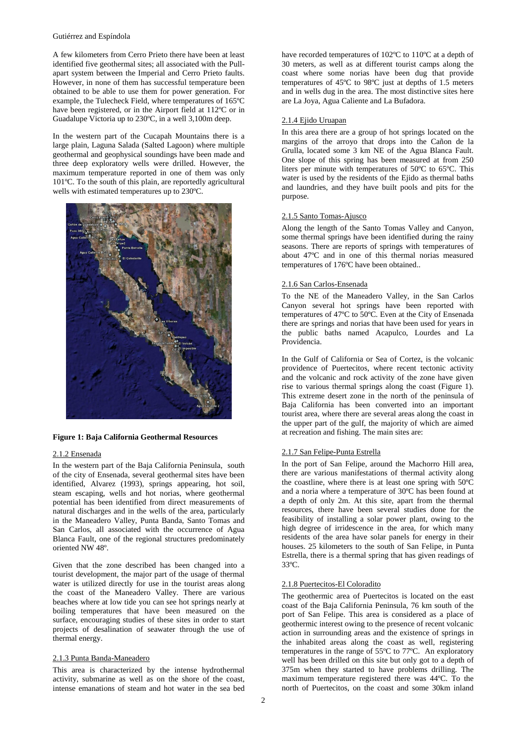A few kilometers from Cerro Prieto there have been at least identified five geothermal sites; all associated with the Pull-apart system between the Imperial and Cerro Prieto faults. However, in none of them has successful temperature been obtained to be able to use them for power generation. For example, the Tulecheck Field, where temperatures of 165ºC have been registered, or in the Airport field at 112ºC or in Guadalupe Victoria up to 230ºC, in a well 3,100m deep.

In the western part of the Cucapah Mountains there is a large plain, Laguna Salada (Salted Lagoon) where multiple geothermal and geophysical soundings have been made and three deep exploratory wells were drilled. However, the maximum temperature reported in one of them was only 101ºC. To the south of this plain, are reportedly agricultural wells with estimated temperatures up to 230ºC.

**Figure 1: Baja California Geothermal Resources**

### 2.1.2 Ensenada

In the western part of the Baja California Peninsula, south of the city of Ensenada, several geothermal sites have been identified, Alvarez (1993), springs appearing, hot soil, steam escaping, wells and hot norias, where geothermal potential has been identified from direct measurements of natural discharges and in the wells of the area, particularly in the Maneadero Valley, Punta Banda, Santo Tomas and San Carlos, all associated with the occurrence of Agua Blanca Fault, one of the regional structures predominately oriented NW 48º.

Given that the zone described has been changed into a tourist development, the major part of the usage of thermal water is utilized directly for use in the tourist areas along the coast of the Maneadero Valley. There are various beaches where at low tide you can see hot springs nearly at boiling temperatures that have been measured on the surface, encouraging studies of these sites in order to start projects of desalination of seawater through the use of thermal energy.

### 2.1.3 Punta Banda-Maneadero

This area is characterized by the intense hydrothermal activity, submarine as well as on the shore of the coast, intense emanations of steam and hot water in the sea bed have recorded temperatures of 102ºC to 110ºC at a depth of 30 meters, as well as at different tourist camps along the coast where some norias have been dug that provide temperatures of 45ºC to 98ºC just at depths of 1.5 meters and in wells dug in the area. The most distinctive sites here are La Joya, Agua Caliente and La Bufadora.

### 2.1.4 Ejido Uruapan

In this area there are a group of hot springs located on the margins of the arroyo that drops into the Cañon de la Grulla, located some 3 km NE of the Agua Blanca Fault. One slope of this spring has been measured at from 250 liters per minute with temperatures of 50ºC to 65ºC. This water is used by the residents of the Ejido as thermal baths and laundries, and they have built pools and pits for the purpose.

### 2.1.5 Santo Tomas-Ajusco

Along the length of the Santo Tomas Valley and Canyon, some thermal springs have been identified during the rainy seasons. There are reports of springs with temperatures of about 47ºC and in one of this thermal norias measured temperatures of 176ºC have been obtained..

### 2.1.6 San Carlos-Ensenada

To the NE of the Maneadero Valley, in the San Carlos Canyon several hot springs have been reported with temperatures of 47ºC to 50ºC. Even at the City of Ensenada there are springs and norias that have been used for years in the public baths named Acapulco, Lourdes and La Providencia.

In the Gulf of California or Sea of Cortez, is the volcanic providence of Puertecitos, where recent tectonic activity and the volcanic and rock activity of the zone have given rise to various thermal springs along the coast (Figure 1). This extreme desert zone in the north of the peninsula of Baja California has been converted into an important tourist area, where there are several areas along the coast in the upper part of the gulf, the majority of which are aimed at recreation and fishing. The main sites are:

### 2.1.7 San Felipe-Punta Estrella

In the port of San Felipe, around the Machorro Hill area, there are various manifestations of thermal activity along the coastline, where there is at least one spring with 50ºC and a noria where a temperature of 30ºC has been found at a depth of only 2m. At this site, apart from the thermal resources, there have been several studies done for the feasibility of installing a solar power plant, owing to the high degree of irridescence in the area, for which many residents of the area have solar panels for energy in their houses. 25 kilometers to the south of San Felipe, in Punta Estrella, there is a thermal spring that has given readings of 33ºC.

### 2.1.8 Puertecitos-El Coloradito

The geothermic area of Puertecitos is located on the east coast of the Baja California Peninsula, 76 km south of the port of San Felipe. This area is considered as a place of geothermic interest owing to the presence of recent volcanic action in surrounding areas and the existence of springs in the inhabited areas along the coast as well, registering temperatures in the range of 55ºC to 77ºC. An exploratory well has been drilled on this site but only got to a depth of 375m when they started to have problems drilling. The maximum temperature registered there was 44ºC. To the north of Puertecitos, on the coast and some 30km inland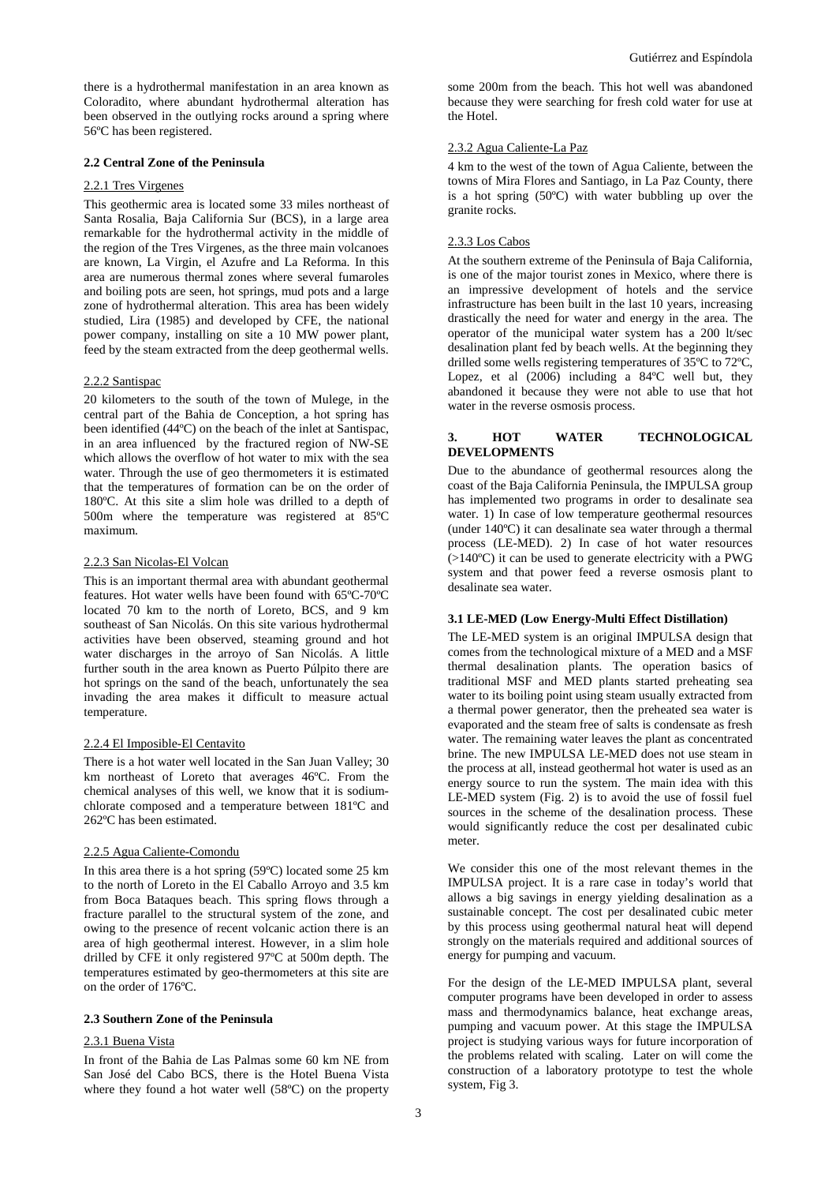there is a hydrothermal manifestation in an area known as Coloradito, where abundant hydrothermal alteration has been observed in the outlying rocks around a spring where 56ºC has been registered.

### 2.2 Central Zone of the Peninsula

#### 2.2.1 Tres Virgenes

This geothermic area is located some 33 miles northeast of Santa Rosalia, Baja California Sur (BCS), in a large area remarkable for the hydrothermal activity in the middle of the region of the Tres Virgenes, as the three main volcanoes are known, La Virgin, el Azufre and La Reforma. In this area are numerous thermal zones where several fumaroles and boiling pots are seen, hot springs, mud pots and a large zone of hydrothermal alteration. This area has been widely studied, Lira (1985) and developed by CFE, the national power company, installing on site a 10 MW power plant, feed by the steam extracted from the deep geothermal wells.

#### 2.2.2 Santispac

20 kilometers to the south of the town of Mulege, in the central part of the Bahia de Conception, a hot spring has been identified (44ºC) on the beach of the inlet at Santispac, in an area influenced by the fractured region of NW-SE which allows the overflow of hot water to mix with the sea water. Through the use of geo thermometers it is estimated that the temperatures of formation can be on the order of 180ºC. At this site a slim hole was drilled to a depth of 500m where the temperature was registered at 85ºC maximum.

#### 2.2.3 San Nicolas-El Volcan

This is an important thermal area with abundant geothermal features. Hot water wells have been found with 65ºC-70ºC located 70 km to the north of Loreto, BCS, and 9 km southeast of San Nicolás. On this site various hydrothermal activities have been observed, steaming ground and hot water discharges in the arroyo of San Nicolás. A little further south in the area known as Puerto Púlpito there are hot springs on the sand of the beach, unfortunately the sea invading the area makes it difficult to measure actual temperature.

#### 2.2.4 El Imposible-El Centavito

There is a hot water well located in the San Juan Valley; 30 km northeast of Loreto that averages 46ºC. From the chemical analyses of this well, we know that it is sodium-chlorate composed and a temperature between 181ºC and 262ºC has been estimated.

#### 2.2.5 Agua Caliente-Comondu

In this area there is a hot spring (59ºC) located some 25 km to the north of Loreto in the El Caballo Arroyo and 3.5 km from Boca Bataques beach. This spring flows through a fracture parallel to the structural system of the zone, and owing to the presence of recent volcanic action there is an area of high geothermal interest. However, in a slim hole drilled by CFE it only registered 97ºC at 500m depth. The temperatures estimated by geo-thermometers at this site are on the order of 176ºC.

### 2.3 Southern Zone of the Peninsula

#### 2.3.1 Buena Vista

In front of the Bahia de Las Palmas some 60 km NE from San José del Cabo BCS, there is the Hotel Buena Vista where they found a hot water well (58ºC) on the property some 200m from the beach. This hot well was abandoned because they were searching for fresh cold water for use at the Hotel.

#### 2.3.2 Agua Caliente-La Paz

4 km to the west of the town of Agua Caliente, between the towns of Mira Flores and Santiago, in La Paz County, there is a hot spring (50ºC) with water bubbling up over the granite rocks.

#### 2.3.3 Los Cabos

At the southern extreme of the Peninsula of Baja California, is one of the major tourist zones in Mexico, where there is an impressive development of hotels and the service infrastructure has been built in the last 10 years, increasing drastically the need for water and energy in the area. The operator of the municipal water system has a 200 lt/sec desalination plant fed by beach wells. At the beginning they drilled some wells registering temperatures of 35ºC to 72ºC, Lopez, et al (2006) including a 84ºC well but, they abandoned it because they were not able to use that hot water in the reverse osmosis process.

## 3. HOT WATER TECHNOLOGICAL DEVELOPMENTS

Due to the abundance of geothermal resources along the coast of the Baja California Peninsula, the IMPULSA group has implemented two programs in order to desalinate sea water. 1) In case of low temperature geothermal resources (under 140ºC) it can desalinate sea water through a thermal process (LE-MED). 2) In case of hot water resources (>140ºC) it can be used to generate electricity with a PWG system and that power feed a reverse osmosis plant to desalinate sea water.

### 3.1 LE-MED (Low Energy-Multi Effect Distillation)

The LE-MED system is an original IMPULSA design that comes from the technological mixture of a MED and a MSF thermal desalination plants. The operation basics of traditional MSF and MED plants started preheating sea water to its boiling point using steam usually extracted from a thermal power generator, then the preheated sea water is evaporated and the steam free of salts is condensate as fresh water. The remaining water leaves the plant as concentrated brine. The new IMPULSA LE-MED does not use steam in the process at all, instead geothermal hot water is used as an energy source to run the system. The main idea with this LE-MED system (Fig. 2) is to avoid the use of fossil fuel sources in the scheme of the desalination process. These would significantly reduce the cost per desalinated cubic meter.

We consider this one of the most relevant themes in the IMPULSA project. It is a rare case in today's world that allows a big savings in energy yielding desalination as a sustainable concept. The cost per desalinated cubic meter by this process using geothermal natural heat will depend strongly on the materials required and additional sources of energy for pumping and vacuum.

For the design of the LE-MED IMPULSA plant, several computer programs have been developed in order to assess mass and thermodynamics balance, heat exchange areas, pumping and vacuum power. At this stage the IMPULSA project is studying various ways for future incorporation of the problems related with scaling. Later on will come the construction of a laboratory prototype to test the whole system, Fig 3.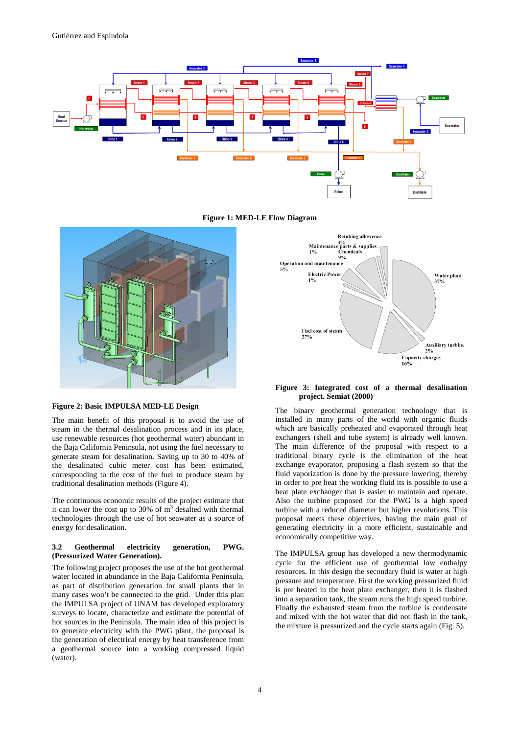**Figure 1: MED-LE Flow Diagram**

**Figure 2: Basic IMPULSA MED-LE Design**

The main benefit of this proposal is to avoid the use of steam in the thermal desalination process and in its place, use renewable resources (hot geothermal water) abundant in the Baja California Peninsula, not using the fuel necessary to generate steam for desalination. Saving up to 30 to 40% of the desalinated cubic meter cost has been estimated, corresponding to the cost of the fuel to produce steam by traditional desalination methods (Figure 4).

The continuous economic results of the project estimate that it can lower the cost up to 30% of $m^3$ desalted with thermal technologies through the use of hot seawater as a source of energy for desalination.

### 3.2 Geothermal electricity generation, PWG. (Pressurized Water Generation).

The following project proposes the use of the hot geothermal water located in abundance in the Baja California Peninsula, as part of distribution generation for small plants that in many cases won't be connected to the grid. Under this plan the IMPULSA project of UNAM has developed exploratory surveys to locate, characterize and estimate the potential of hot sources in the Peninsula. The main idea of this project is to generate electricity with the PWG plant, the proposal is the generation of electrical energy by heat transference from a geothermal source into a working compressed liquid (water).

**Figure 3: Integrated cost of a thermal desalination project. Semiat (2000)**

The binary geothermal generation technology that is installed in many parts of the world with organic fluids which are basically preheated and evaporated through heat exchangers (shell and tube system) is already well known. The main difference of the proposal with respect to a traditional binary cycle is the elimination of the heat exchange evaporator, proposing a flash system so that the fluid vaporization is done by the pressure lowering, thereby in order to pre heat the working fluid is it is possible to use a heat plate exchanger that is easier to maintain and operate. Also the turbine proposed for the PWG is a high speed turbine with a reduced diameter but higher revolutions. This proposal meets these objectives, having the main goal of generating electricity in a more efficient, sustainable and economically competitive way.

The IMPULSA group has developed a new thermodynamic cycle for the efficient use of geothermal low enthalpy resources. In this design the secondary fluid is water at high pressure and temperature. First the working pressurized fluid is pre heated in the heat plate exchanger, then it is flashed into a separation tank, the steam runs the high speed turbine. Finally the exhausted steam from the turbine is condensate and mixed with the hot water that did not flash in the tank, the mixture is pressurized and the cycle starts again (Fig. 5).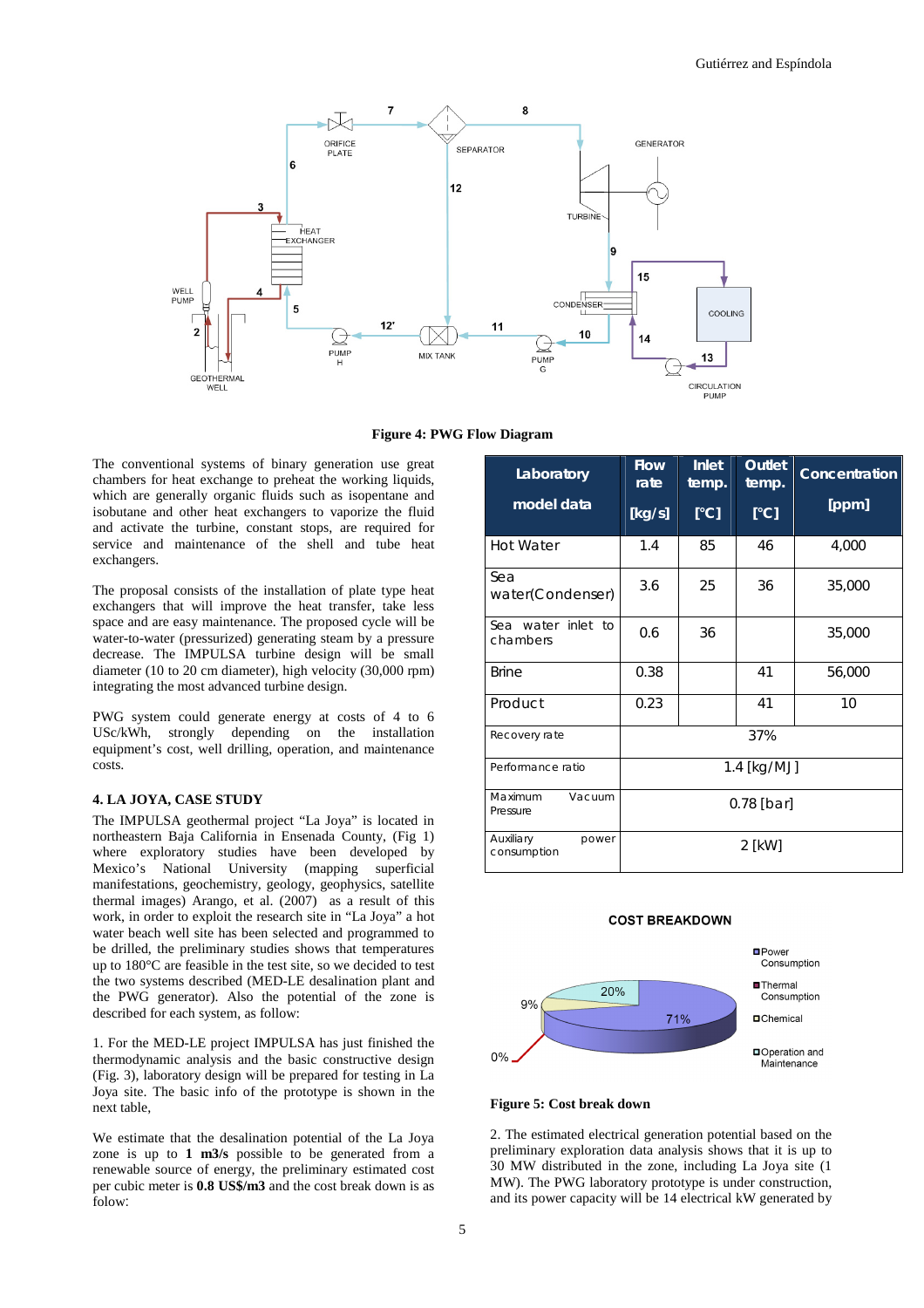**Figure 4: PWG Flow Diagram**

The conventional systems of binary generation use great chambers for heat exchange to preheat the working liquids, which are generally organic fluids such as isopentane and isobutane and other heat exchangers to vaporize the fluid and activate the turbine, constant stops, are required for service and maintenance of the shell and tube heat exchangers.

The proposal consists of the installation of plate type heat exchangers that will improve the heat transfer, take less space and are easy maintenance. The proposed cycle will be water-to-water (pressurized) generating steam by a pressure decrease. The IMPULSA turbine design will be small diameter (10 to 20 cm diameter), high velocity (30,000 rpm) integrating the most advanced turbine design.

PWG system could generate energy at costs of 4 to 6 USc/kWh, strongly depending on the installation equipment's cost, well drilling, operation, and maintenance costs.

## 4. LA JOYA, CASE STUDY

The IMPULSA geothermal project "La Joya" is located in northeastern Baja California in Ensenada County, (Fig 1) where exploratory studies have been developed by Mexico's National University (mapping superficial manifestations, geochemistry, geology, geophysics, satellite thermal images) Arango, et al. (2007) as a result of this work, in order to exploit the research site in "La Joya" a hot water beach well site has been selected and programmed to be drilled, the preliminary studies shows that temperatures up to 180°C are feasible in the test site, so we decided to test the two systems described (MED-LE desalination plant and the PWG generator). Also the potential of the zone is described for each system, as follow:

1. For the MED-LE project IMPULSA has just finished the thermodynamic analysis and the basic constructive design (Fig. 3), laboratory design will be prepared for testing in La Joya site. The basic info of the prototype is shown in the next table,

| Laboratory model data | Flow rate [kg/s] | Inlet temp. [°C] | Outlet temp. [°C] | Concentration [ppm] |
|---|---|---|---|---|
| Hot Water | 1.4 | 85 | 46 | 4,000 |
| Sea water(Condenser) | 3.6 | 25 | 36 | 35,000 |
| Sea water inlet to chambers | 0.6 | 36 | | 35,000 |
| Brine | 0.38 | | 41 | 56,000 |
| Product | 0.23 | | 41 | 10 |
| Recovery rate | 37% | | | |
| Performance ratio | 1.4 [kg/MJ] | | | |
| Maximum Vacuum Pressure | 0.78 [bar] | | | |
| Auxiliary power consumption | 2 [kW] | | | |

We estimate that the desalination potential of the La Joya zone is up to **1 m3/s** possible to be generated from a renewable source of energy, the preliminary estimated cost per cubic meter is **0.8 US$/m3** and the cost break down is as folow:

**Figure 5: Cost break down**

2. The estimated electrical generation potential based on the preliminary exploration data analysis shows that it is up to 30 MW distributed in the zone, including La Joya site (1 MW). The PWG laboratory prototype is under construction, and its power capacity will be 14 electrical kW generated by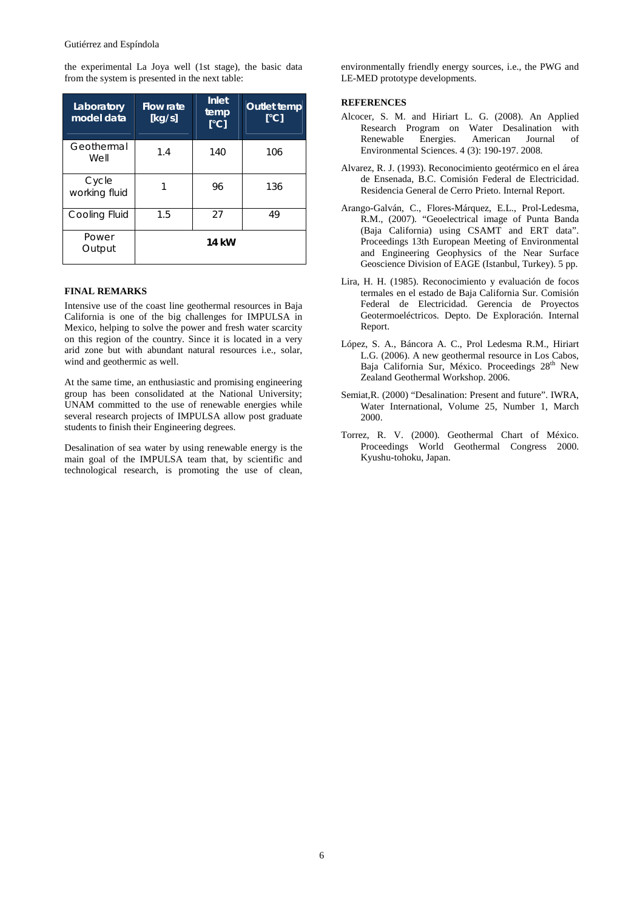the experimental La Joya well (1st stage), the basic data from the system is presented in the next table:

| Laboratory model data | Flow rate [kg/s] | Inlet temp [°C] | Outlet temp [°C] |
|---|---|---|---|
| Geothermal Well | 1.4 | 140 | 106 |
| Cycle working fluid | 1 | 96 | 136 |
| Cooling Fluid | 1.5 | 27 | 49 |
| Power Output | **14 kW** | | |

## FINAL REMARKS

Intensive use of the coast line geothermal resources in Baja California is one of the big challenges for IMPULSA in Mexico, helping to solve the power and fresh water scarcity on this region of the country. Since it is located in a very arid zone but with abundant natural resources i.e., solar, wind and geothermic as well.

At the same time, an enthusiastic and promising engineering group has been consolidated at the National University; UNAM committed to the use of renewable energies while several research projects of IMPULSA allow post graduate students to finish their Engineering degrees.

Desalination of sea water by using renewable energy is the main goal of the IMPULSA team that, by scientific and technological research, is promoting the use of clean, environmentally friendly energy sources, i.e., the PWG and LE-MED prototype developments.

## REFERENCES

Alcocer, S. M. and Hiriart L. G. (2008). An Applied Research Program on Water Desalination with Renewable Energies. American Journal of Environmental Sciences. 4 (3): 190-197. 2008.

Alvarez, R. J. (1993). Reconocimiento geotérmico en el área de Ensenada, B.C. Comisión Federal de Electricidad. Residencia General de Cerro Prieto. Internal Report.

Arango-Galván, C., Flores-Márquez, E.L., Prol-Ledesma, R.M., (2007). "Geoelectrical image of Punta Banda (Baja California) using CSAMT and ERT data". Proceedings 13th European Meeting of Environmental and Engineering Geophysics of the Near Surface Geoscience Division of EAGE (Istanbul, Turkey). 5 pp.

Lira, H. H. (1985). Reconocimiento y evaluación de focos termales en el estado de Baja California Sur. Comisión Federal de Electricidad. Gerencia de Proyectos Geotermoeléctricos. Depto. De Exploración. Internal Report.

López, S. A., Báncora A. C., Prol Ledesma R.M., Hiriart L.G. (2006). A new geothermal resource in Los Cabos, Baja California Sur, México. Proceedings 28th New Zealand Geothermal Workshop. 2006.

Semiat,R. (2000) "Desalination: Present and future". IWRA, Water International, Volume 25, Number 1, March 2000.

Torrez, R. V. (2000). Geothermal Chart of México. Proceedings World Geothermal Congress 2000. Kyushu-tohoku, Japan.